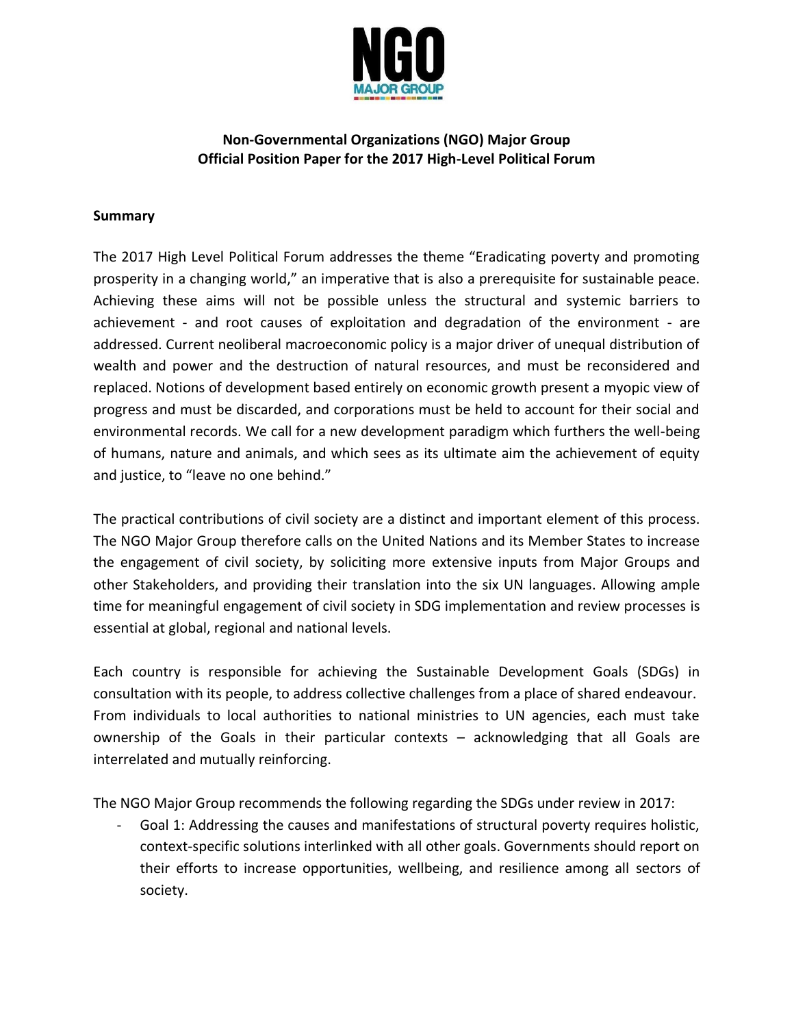**Non-Governmental Organizations (NGO) Major Group**
**Official Position Paper for the 2017 High-Level Political Forum**

## Summary

The 2017 High Level Political Forum addresses the theme "Eradicating poverty and promoting prosperity in a changing world," an imperative that is also a prerequisite for sustainable peace. Achieving these aims will not be possible unless the structural and systemic barriers to achievement - and root causes of exploitation and degradation of the environment - are addressed. Current neoliberal macroeconomic policy is a major driver of unequal distribution of wealth and power and the destruction of natural resources, and must be reconsidered and replaced. Notions of development based entirely on economic growth present a myopic view of progress and must be discarded, and corporations must be held to account for their social and environmental records. We call for a new development paradigm which furthers the well-being of humans, nature and animals, and which sees as its ultimate aim the achievement of equity and justice, to "leave no one behind."

The practical contributions of civil society are a distinct and important element of this process. The NGO Major Group therefore calls on the United Nations and its Member States to increase the engagement of civil society, by soliciting more extensive inputs from Major Groups and other Stakeholders, and providing their translation into the six UN languages. Allowing ample time for meaningful engagement of civil society in SDG implementation and review processes is essential at global, regional and national levels.

Each country is responsible for achieving the Sustainable Development Goals (SDGs) in consultation with its people, to address collective challenges from a place of shared endeavour. From individuals to local authorities to national ministries to UN agencies, each must take ownership of the Goals in their particular contexts – acknowledging that all Goals are interrelated and mutually reinforcing.

The NGO Major Group recommends the following regarding the SDGs under review in 2017:

- Goal 1: Addressing the causes and manifestations of structural poverty requires holistic, context-specific solutions interlinked with all other goals. Governments should report on their efforts to increase opportunities, wellbeing, and resilience among all sectors of society.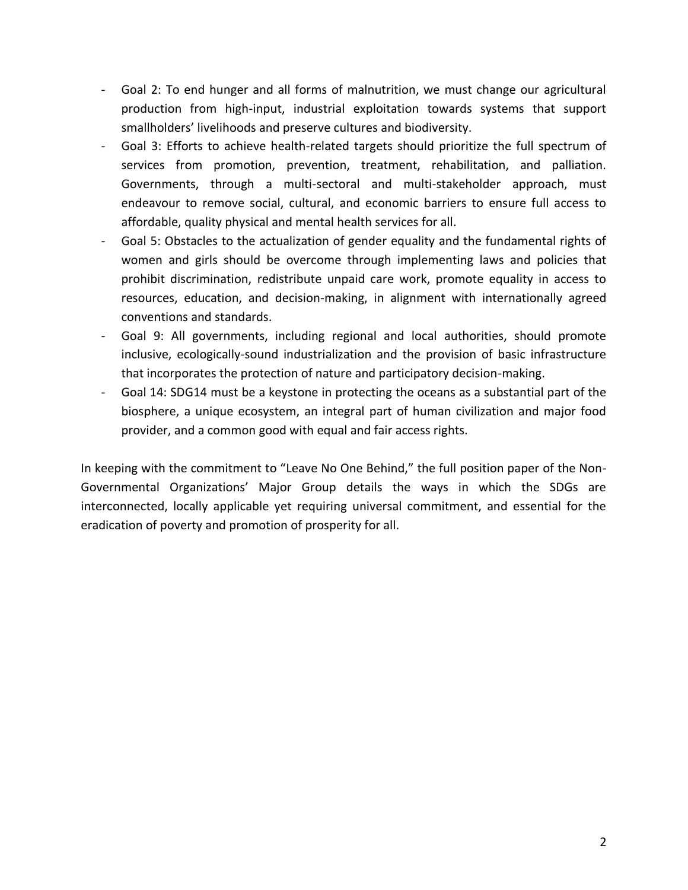- Goal 2: To end hunger and all forms of malnutrition, we must change our agricultural production from high-input, industrial exploitation towards systems that support smallholders' livelihoods and preserve cultures and biodiversity.
- Goal 3: Efforts to achieve health-related targets should prioritize the full spectrum of services from promotion, prevention, treatment, rehabilitation, and palliation. Governments, through a multi-sectoral and multi-stakeholder approach, must endeavour to remove social, cultural, and economic barriers to ensure full access to affordable, quality physical and mental health services for all.
- Goal 5: Obstacles to the actualization of gender equality and the fundamental rights of women and girls should be overcome through implementing laws and policies that prohibit discrimination, redistribute unpaid care work, promote equality in access to resources, education, and decision-making, in alignment with internationally agreed conventions and standards.
- Goal 9: All governments, including regional and local authorities, should promote inclusive, ecologically-sound industrialization and the provision of basic infrastructure that incorporates the protection of nature and participatory decision-making.
- Goal 14: SDG14 must be a keystone in protecting the oceans as a substantial part of the biosphere, a unique ecosystem, an integral part of human civilization and major food provider, and a common good with equal and fair access rights.

In keeping with the commitment to "Leave No One Behind," the full position paper of the Non-Governmental Organizations' Major Group details the ways in which the SDGs are interconnected, locally applicable yet requiring universal commitment, and essential for the eradication of poverty and promotion of prosperity for all.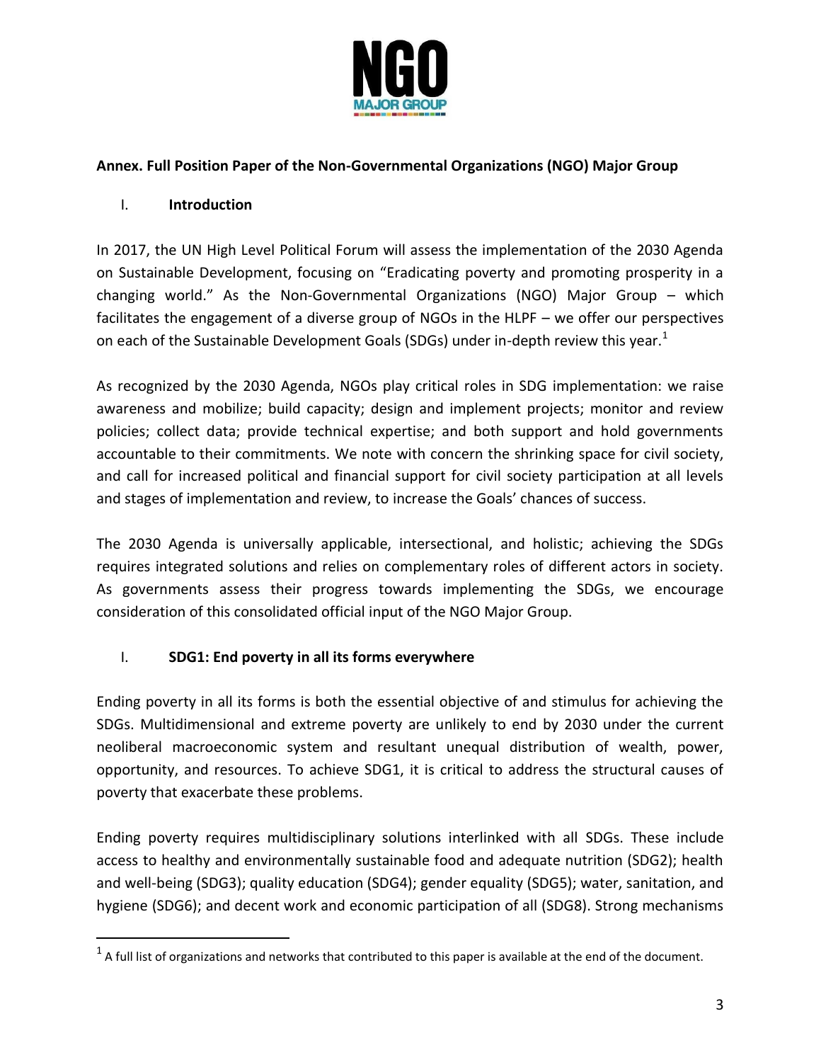## Annex. Full Position Paper of the Non-Governmental Organizations (NGO) Major Group

### I. Introduction

In 2017, the UN High Level Political Forum will assess the implementation of the 2030 Agenda on Sustainable Development, focusing on "Eradicating poverty and promoting prosperity in a changing world." As the Non-Governmental Organizations (NGO) Major Group – which facilitates the engagement of a diverse group of NGOs in the HLPF – we offer our perspectives on each of the Sustainable Development Goals (SDGs) under in-depth review this year.[1]

As recognized by the 2030 Agenda, NGOs play critical roles in SDG implementation: we raise awareness and mobilize; build capacity; design and implement projects; monitor and review policies; collect data; provide technical expertise; and both support and hold governments accountable to their commitments. We note with concern the shrinking space for civil society, and call for increased political and financial support for civil society participation at all levels and stages of implementation and review, to increase the Goals' chances of success.

The 2030 Agenda is universally applicable, intersectional, and holistic; achieving the SDGs requires integrated solutions and relies on complementary roles of different actors in society. As governments assess their progress towards implementing the SDGs, we encourage consideration of this consolidated official input of the NGO Major Group.

### I. SDG1: End poverty in all its forms everywhere

Ending poverty in all its forms is both the essential objective of and stimulus for achieving the SDGs. Multidimensional and extreme poverty are unlikely to end by 2030 under the current neoliberal macroeconomic system and resultant unequal distribution of wealth, power, opportunity, and resources. To achieve SDG1, it is critical to address the structural causes of poverty that exacerbate these problems.

Ending poverty requires multidisciplinary solutions interlinked with all SDGs. These include access to healthy and environmentally sustainable food and adequate nutrition (SDG2); health and well-being (SDG3); quality education (SDG4); gender equality (SDG5); water, sanitation, and hygiene (SDG6); and decent work and economic participation of all (SDG8). Strong mechanisms

[1] A full list of organizations and networks that contributed to this paper is available at the end of the document.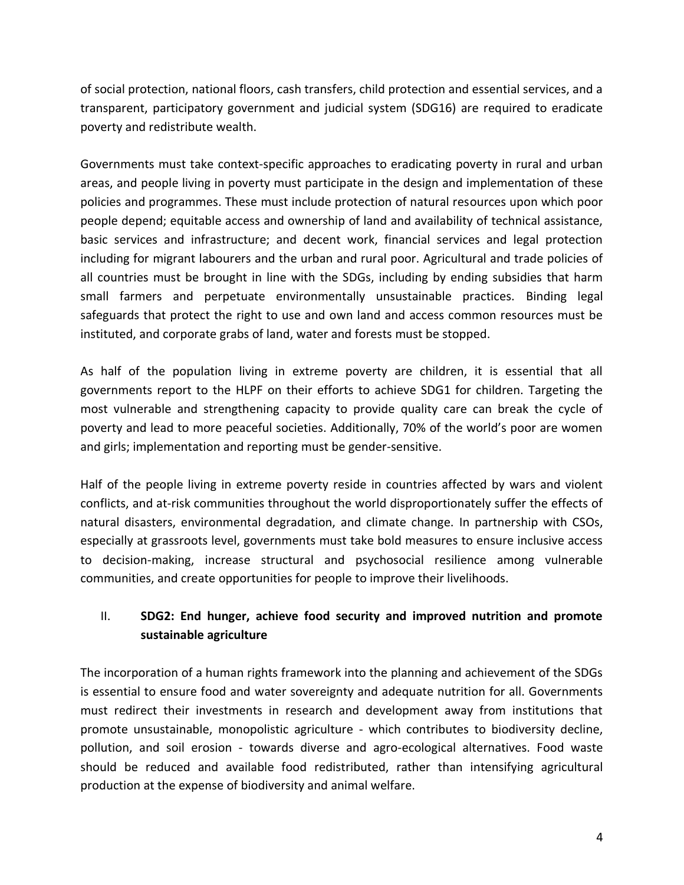of social protection, national floors, cash transfers, child protection and essential services, and a transparent, participatory government and judicial system (SDG16) are required to eradicate poverty and redistribute wealth.

Governments must take context-specific approaches to eradicating poverty in rural and urban areas, and people living in poverty must participate in the design and implementation of these policies and programmes. These must include protection of natural resources upon which poor people depend; equitable access and ownership of land and availability of technical assistance, basic services and infrastructure; and decent work, financial services and legal protection including for migrant labourers and the urban and rural poor. Agricultural and trade policies of all countries must be brought in line with the SDGs, including by ending subsidies that harm small farmers and perpetuate environmentally unsustainable practices. Binding legal safeguards that protect the right to use and own land and access common resources must be instituted, and corporate grabs of land, water and forests must be stopped.

As half of the population living in extreme poverty are children, it is essential that all governments report to the HLPF on their efforts to achieve SDG1 for children. Targeting the most vulnerable and strengthening capacity to provide quality care can break the cycle of poverty and lead to more peaceful societies. Additionally, 70% of the world's poor are women and girls; implementation and reporting must be gender-sensitive.

Half of the people living in extreme poverty reside in countries affected by wars and violent conflicts, and at-risk communities throughout the world disproportionately suffer the effects of natural disasters, environmental degradation, and climate change. In partnership with CSOs, especially at grassroots level, governments must take bold measures to ensure inclusive access to decision-making, increase structural and psychosocial resilience among vulnerable communities, and create opportunities for people to improve their livelihoods.

## II. SDG2: End hunger, achieve food security and improved nutrition and promote sustainable agriculture

The incorporation of a human rights framework into the planning and achievement of the SDGs is essential to ensure food and water sovereignty and adequate nutrition for all. Governments must redirect their investments in research and development away from institutions that promote unsustainable, monopolistic agriculture - which contributes to biodiversity decline, pollution, and soil erosion - towards diverse and agro-ecological alternatives. Food waste should be reduced and available food redistributed, rather than intensifying agricultural production at the expense of biodiversity and animal welfare.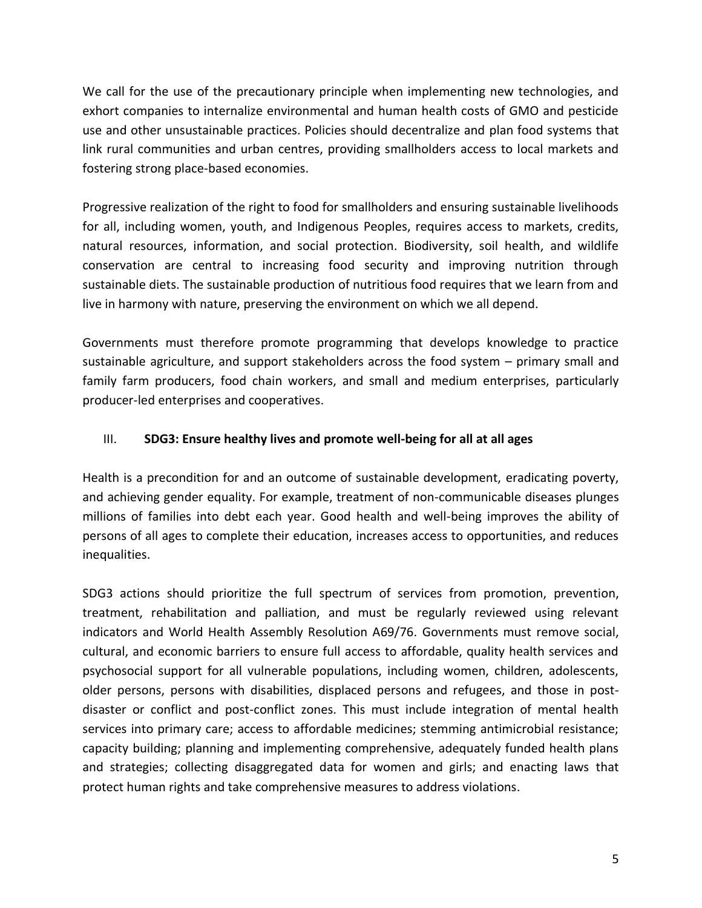We call for the use of the precautionary principle when implementing new technologies, and exhort companies to internalize environmental and human health costs of GMO and pesticide use and other unsustainable practices. Policies should decentralize and plan food systems that link rural communities and urban centres, providing smallholders access to local markets and fostering strong place-based economies.

Progressive realization of the right to food for smallholders and ensuring sustainable livelihoods for all, including women, youth, and Indigenous Peoples, requires access to markets, credits, natural resources, information, and social protection. Biodiversity, soil health, and wildlife conservation are central to increasing food security and improving nutrition through sustainable diets. The sustainable production of nutritious food requires that we learn from and live in harmony with nature, preserving the environment on which we all depend.

Governments must therefore promote programming that develops knowledge to practice sustainable agriculture, and support stakeholders across the food system – primary small and family farm producers, food chain workers, and small and medium enterprises, particularly producer-led enterprises and cooperatives.

## III. **SDG3: Ensure healthy lives and promote well-being for all at all ages**

Health is a precondition for and an outcome of sustainable development, eradicating poverty, and achieving gender equality. For example, treatment of non-communicable diseases plunges millions of families into debt each year. Good health and well-being improves the ability of persons of all ages to complete their education, increases access to opportunities, and reduces inequalities.

SDG3 actions should prioritize the full spectrum of services from promotion, prevention, treatment, rehabilitation and palliation, and must be regularly reviewed using relevant indicators and World Health Assembly Resolution A69/76. Governments must remove social, cultural, and economic barriers to ensure full access to affordable, quality health services and psychosocial support for all vulnerable populations, including women, children, adolescents, older persons, persons with disabilities, displaced persons and refugees, and those in post-disaster or conflict and post-conflict zones. This must include integration of mental health services into primary care; access to affordable medicines; stemming antimicrobial resistance; capacity building; planning and implementing comprehensive, adequately funded health plans and strategies; collecting disaggregated data for women and girls; and enacting laws that protect human rights and take comprehensive measures to address violations.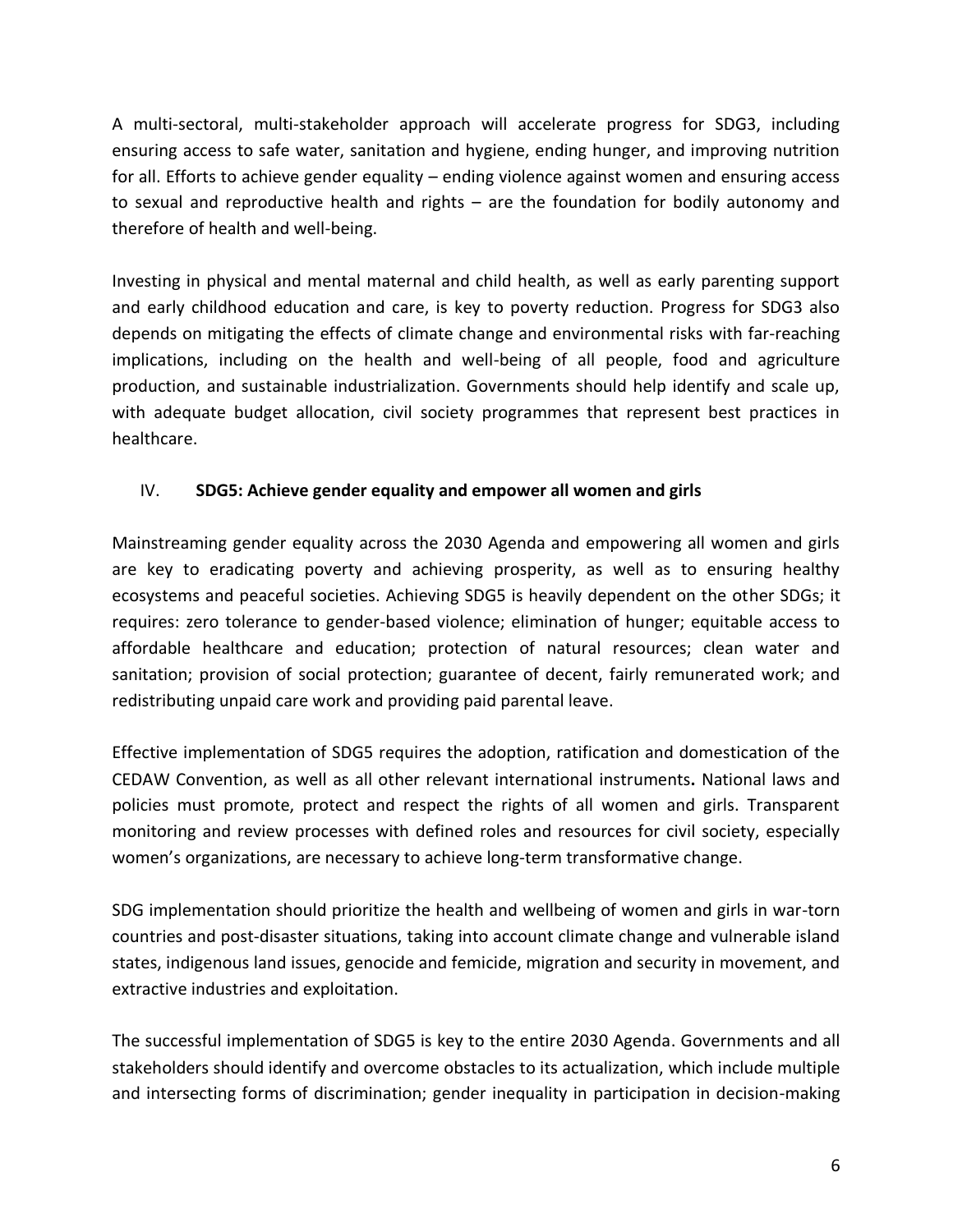A multi-sectoral, multi-stakeholder approach will accelerate progress for SDG3, including ensuring access to safe water, sanitation and hygiene, ending hunger, and improving nutrition for all. Efforts to achieve gender equality – ending violence against women and ensuring access to sexual and reproductive health and rights – are the foundation for bodily autonomy and therefore of health and well-being.

Investing in physical and mental maternal and child health, as well as early parenting support and early childhood education and care, is key to poverty reduction. Progress for SDG3 also depends on mitigating the effects of climate change and environmental risks with far-reaching implications, including on the health and well-being of all people, food and agriculture production, and sustainable industrialization. Governments should help identify and scale up, with adequate budget allocation, civil society programmes that represent best practices in healthcare.

## IV. SDG5: Achieve gender equality and empower all women and girls

Mainstreaming gender equality across the 2030 Agenda and empowering all women and girls are key to eradicating poverty and achieving prosperity, as well as to ensuring healthy ecosystems and peaceful societies. Achieving SDG5 is heavily dependent on the other SDGs; it requires: zero tolerance to gender-based violence; elimination of hunger; equitable access to affordable healthcare and education; protection of natural resources; clean water and sanitation; provision of social protection; guarantee of decent, fairly remunerated work; and redistributing unpaid care work and providing paid parental leave.

Effective implementation of SDG5 requires the adoption, ratification and domestication of the CEDAW Convention, as well as all other relevant international instruments**.** National laws and policies must promote, protect and respect the rights of all women and girls. Transparent monitoring and review processes with defined roles and resources for civil society, especially women's organizations, are necessary to achieve long-term transformative change.

SDG implementation should prioritize the health and wellbeing of women and girls in war-torn countries and post-disaster situations, taking into account climate change and vulnerable island states, indigenous land issues, genocide and femicide, migration and security in movement, and extractive industries and exploitation.

The successful implementation of SDG5 is key to the entire 2030 Agenda. Governments and all stakeholders should identify and overcome obstacles to its actualization, which include multiple and intersecting forms of discrimination; gender inequality in participation in decision-making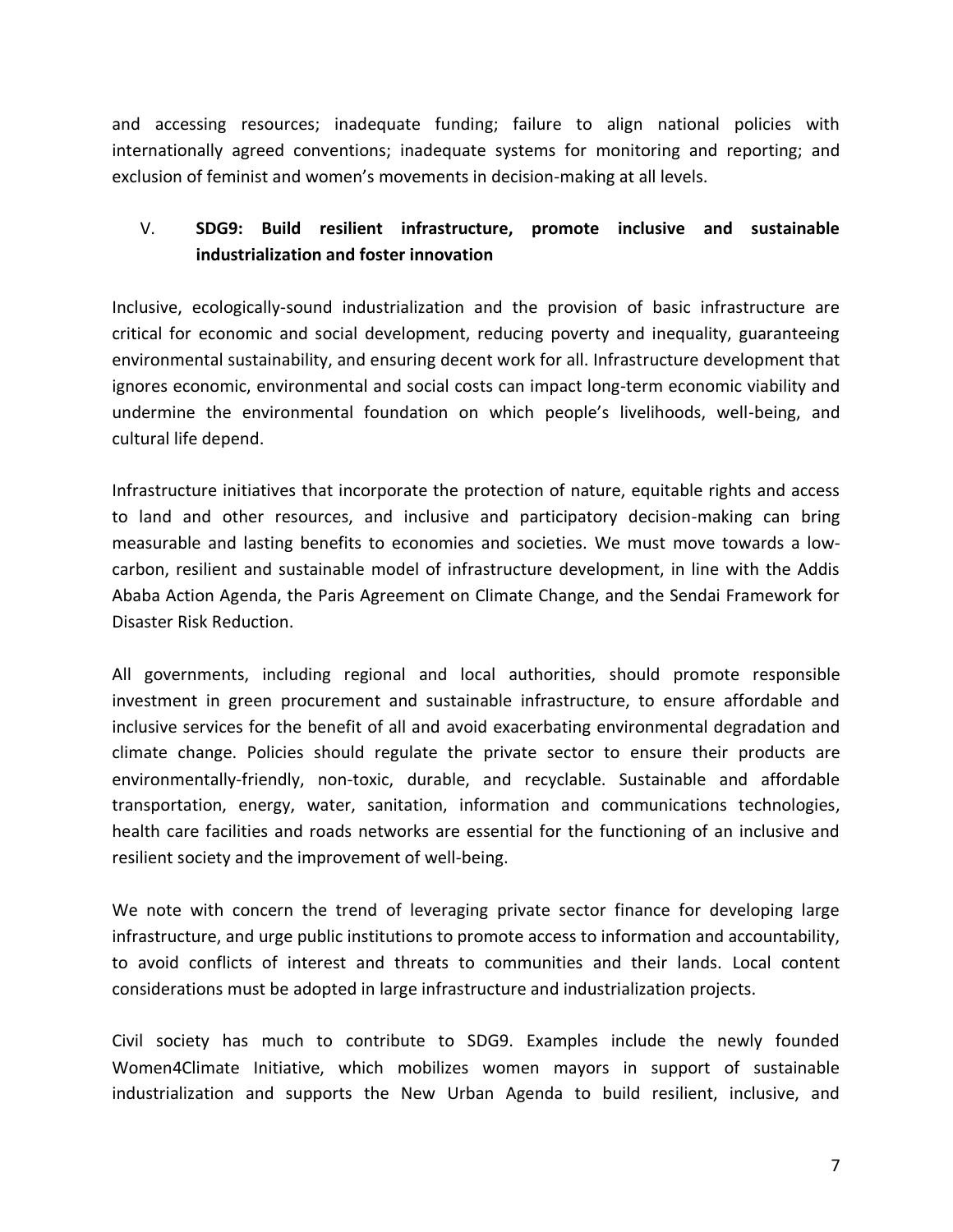and accessing resources; inadequate funding; failure to align national policies with internationally agreed conventions; inadequate systems for monitoring and reporting; and exclusion of feminist and women's movements in decision-making at all levels.

## V. SDG9: Build resilient infrastructure, promote inclusive and sustainable industrialization and foster innovation

Inclusive, ecologically-sound industrialization and the provision of basic infrastructure are critical for economic and social development, reducing poverty and inequality, guaranteeing environmental sustainability, and ensuring decent work for all. Infrastructure development that ignores economic, environmental and social costs can impact long-term economic viability and undermine the environmental foundation on which people's livelihoods, well-being, and cultural life depend.

Infrastructure initiatives that incorporate the protection of nature, equitable rights and access to land and other resources, and inclusive and participatory decision-making can bring measurable and lasting benefits to economies and societies. We must move towards a low-carbon, resilient and sustainable model of infrastructure development, in line with the Addis Ababa Action Agenda, the Paris Agreement on Climate Change, and the Sendai Framework for Disaster Risk Reduction.

All governments, including regional and local authorities, should promote responsible investment in green procurement and sustainable infrastructure, to ensure affordable and inclusive services for the benefit of all and avoid exacerbating environmental degradation and climate change. Policies should regulate the private sector to ensure their products are environmentally-friendly, non-toxic, durable, and recyclable. Sustainable and affordable transportation, energy, water, sanitation, information and communications technologies, health care facilities and roads networks are essential for the functioning of an inclusive and resilient society and the improvement of well-being.

We note with concern the trend of leveraging private sector finance for developing large infrastructure, and urge public institutions to promote access to information and accountability, to avoid conflicts of interest and threats to communities and their lands. Local content considerations must be adopted in large infrastructure and industrialization projects.

Civil society has much to contribute to SDG9. Examples include the newly founded Women4Climate Initiative, which mobilizes women mayors in support of sustainable industrialization and supports the New Urban Agenda to build resilient, inclusive, and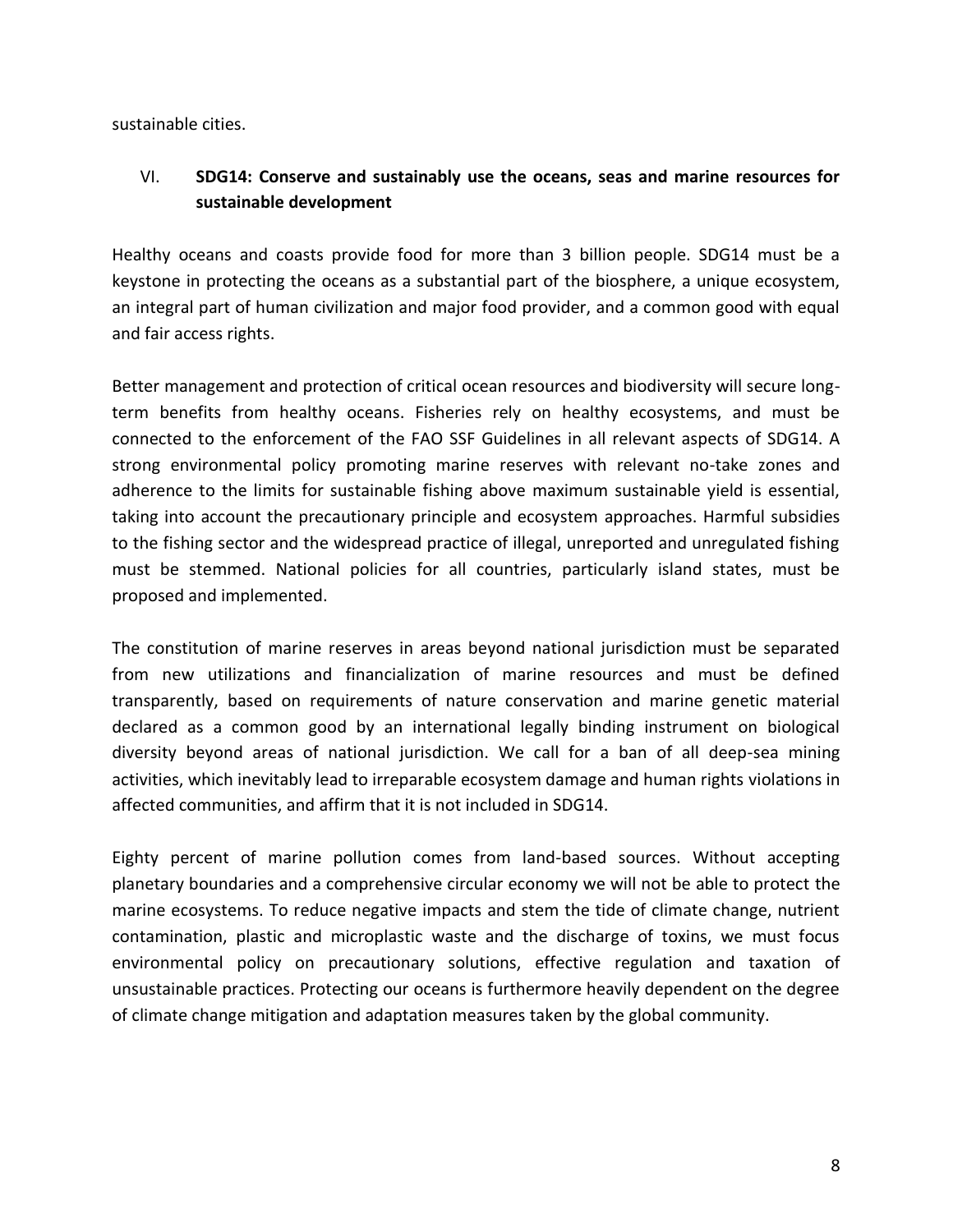sustainable cities.

## VI. SDG14: Conserve and sustainably use the oceans, seas and marine resources for sustainable development

Healthy oceans and coasts provide food for more than 3 billion people. SDG14 must be a keystone in protecting the oceans as a substantial part of the biosphere, a unique ecosystem, an integral part of human civilization and major food provider, and a common good with equal and fair access rights.

Better management and protection of critical ocean resources and biodiversity will secure long-term benefits from healthy oceans. Fisheries rely on healthy ecosystems, and must be connected to the enforcement of the FAO SSF Guidelines in all relevant aspects of SDG14. A strong environmental policy promoting marine reserves with relevant no-take zones and adherence to the limits for sustainable fishing above maximum sustainable yield is essential, taking into account the precautionary principle and ecosystem approaches. Harmful subsidies to the fishing sector and the widespread practice of illegal, unreported and unregulated fishing must be stemmed. National policies for all countries, particularly island states, must be proposed and implemented.

The constitution of marine reserves in areas beyond national jurisdiction must be separated from new utilizations and financialization of marine resources and must be defined transparently, based on requirements of nature conservation and marine genetic material declared as a common good by an international legally binding instrument on biological diversity beyond areas of national jurisdiction. We call for a ban of all deep-sea mining activities, which inevitably lead to irreparable ecosystem damage and human rights violations in affected communities, and affirm that it is not included in SDG14.

Eighty percent of marine pollution comes from land-based sources. Without accepting planetary boundaries and a comprehensive circular economy we will not be able to protect the marine ecosystems. To reduce negative impacts and stem the tide of climate change, nutrient contamination, plastic and microplastic waste and the discharge of toxins, we must focus environmental policy on precautionary solutions, effective regulation and taxation of unsustainable practices. Protecting our oceans is furthermore heavily dependent on the degree of climate change mitigation and adaptation measures taken by the global community.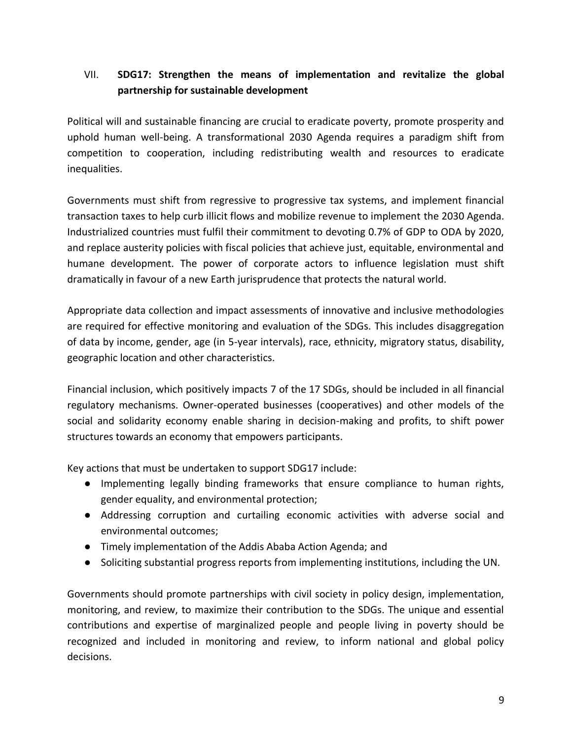## VII. SDG17: Strengthen the means of implementation and revitalize the global partnership for sustainable development

Political will and sustainable financing are crucial to eradicate poverty, promote prosperity and uphold human well-being. A transformational 2030 Agenda requires a paradigm shift from competition to cooperation, including redistributing wealth and resources to eradicate inequalities.

Governments must shift from regressive to progressive tax systems, and implement financial transaction taxes to help curb illicit flows and mobilize revenue to implement the 2030 Agenda. Industrialized countries must fulfil their commitment to devoting 0.7% of GDP to ODA by 2020, and replace austerity policies with fiscal policies that achieve just, equitable, environmental and humane development. The power of corporate actors to influence legislation must shift dramatically in favour of a new Earth jurisprudence that protects the natural world.

Appropriate data collection and impact assessments of innovative and inclusive methodologies are required for effective monitoring and evaluation of the SDGs. This includes disaggregation of data by income, gender, age (in 5-year intervals), race, ethnicity, migratory status, disability, geographic location and other characteristics.

Financial inclusion, which positively impacts 7 of the 17 SDGs, should be included in all financial regulatory mechanisms. Owner-operated businesses (cooperatives) and other models of the social and solidarity economy enable sharing in decision-making and profits, to shift power structures towards an economy that empowers participants.

Key actions that must be undertaken to support SDG17 include:

- Implementing legally binding frameworks that ensure compliance to human rights, gender equality, and environmental protection;
- Addressing corruption and curtailing economic activities with adverse social and environmental outcomes;
- Timely implementation of the Addis Ababa Action Agenda; and
- Soliciting substantial progress reports from implementing institutions, including the UN.

Governments should promote partnerships with civil society in policy design, implementation, monitoring, and review, to maximize their contribution to the SDGs. The unique and essential contributions and expertise of marginalized people and people living in poverty should be recognized and included in monitoring and review, to inform national and global policy decisions.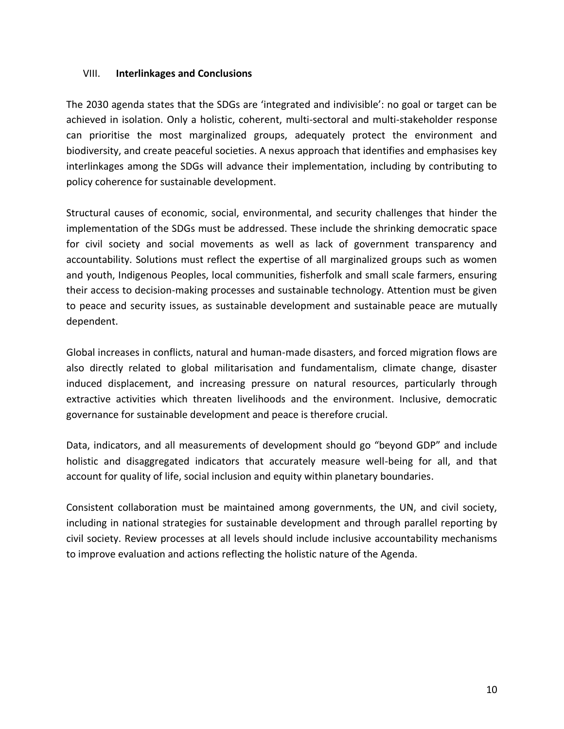## VIII. **Interlinkages and Conclusions**

The 2030 agenda states that the SDGs are 'integrated and indivisible': no goal or target can be achieved in isolation. Only a holistic, coherent, multi-sectoral and multi-stakeholder response can prioritise the most marginalized groups, adequately protect the environment and biodiversity, and create peaceful societies. A nexus approach that identifies and emphasises key interlinkages among the SDGs will advance their implementation, including by contributing to policy coherence for sustainable development.

Structural causes of economic, social, environmental, and security challenges that hinder the implementation of the SDGs must be addressed. These include the shrinking democratic space for civil society and social movements as well as lack of government transparency and accountability. Solutions must reflect the expertise of all marginalized groups such as women and youth, Indigenous Peoples, local communities, fisherfolk and small scale farmers, ensuring their access to decision-making processes and sustainable technology. Attention must be given to peace and security issues, as sustainable development and sustainable peace are mutually dependent.

Global increases in conflicts, natural and human-made disasters, and forced migration flows are also directly related to global militarisation and fundamentalism, climate change, disaster induced displacement, and increasing pressure on natural resources, particularly through extractive activities which threaten livelihoods and the environment. Inclusive, democratic governance for sustainable development and peace is therefore crucial.

Data, indicators, and all measurements of development should go "beyond GDP" and include holistic and disaggregated indicators that accurately measure well-being for all, and that account for quality of life, social inclusion and equity within planetary boundaries.

Consistent collaboration must be maintained among governments, the UN, and civil society, including in national strategies for sustainable development and through parallel reporting by civil society. Review processes at all levels should include inclusive accountability mechanisms to improve evaluation and actions reflecting the holistic nature of the Agenda.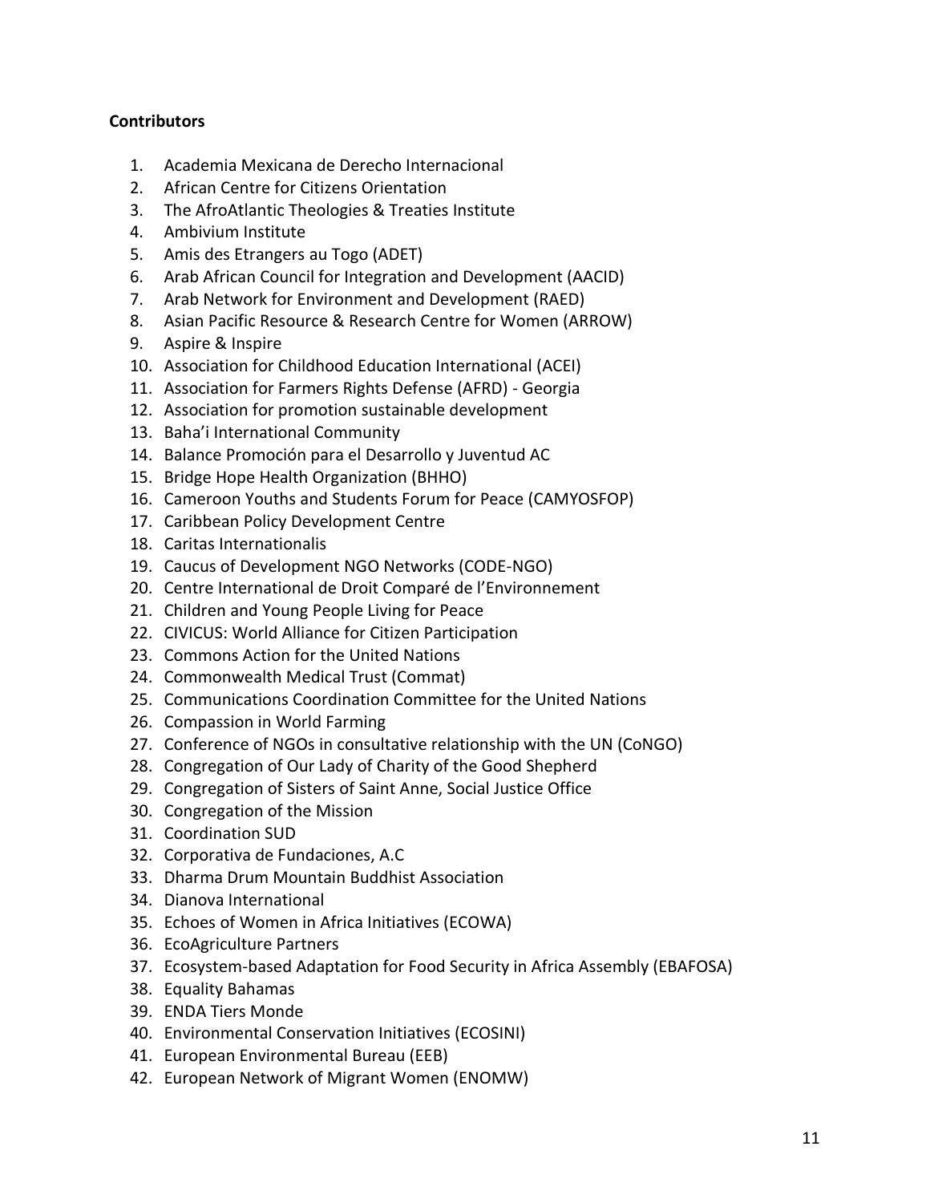**Contributors**

1. Academia Mexicana de Derecho Internacional
2. African Centre for Citizens Orientation
3. The AfroAtlantic Theologies & Treaties Institute
4. Ambivium Institute
5. Amis des Etrangers au Togo (ADET)
6. Arab African Council for Integration and Development (AACID)
7. Arab Network for Environment and Development (RAED)
8. Asian Pacific Resource & Research Centre for Women (ARROW)
9. Aspire & Inspire
10. Association for Childhood Education International (ACEI)
11. Association for Farmers Rights Defense (AFRD) - Georgia
12. Association for promotion sustainable development
13. Baha'i International Community
14. Balance Promoción para el Desarrollo y Juventud AC
15. Bridge Hope Health Organization (BHHO)
16. Cameroon Youths and Students Forum for Peace (CAMYOSFOP)
17. Caribbean Policy Development Centre
18. Caritas Internationalis
19. Caucus of Development NGO Networks (CODE-NGO)
20. Centre International de Droit Comparé de l'Environnement
21. Children and Young People Living for Peace
22. CIVICUS: World Alliance for Citizen Participation
23. Commons Action for the United Nations
24. Commonwealth Medical Trust (Commat)
25. Communications Coordination Committee for the United Nations
26. Compassion in World Farming
27. Conference of NGOs in consultative relationship with the UN (CoNGO)
28. Congregation of Our Lady of Charity of the Good Shepherd
29. Congregation of Sisters of Saint Anne, Social Justice Office
30. Congregation of the Mission
31. Coordination SUD
32. Corporativa de Fundaciones, A.C
33. Dharma Drum Mountain Buddhist Association
34. Dianova International
35. Echoes of Women in Africa Initiatives (ECOWA)
36. EcoAgriculture Partners
37. Ecosystem-based Adaptation for Food Security in Africa Assembly (EBAFOSA)
38. Equality Bahamas
39. ENDA Tiers Monde
40. Environmental Conservation Initiatives (ECOSINI)
41. European Environmental Bureau (EEB)
42. European Network of Migrant Women (ENOMW)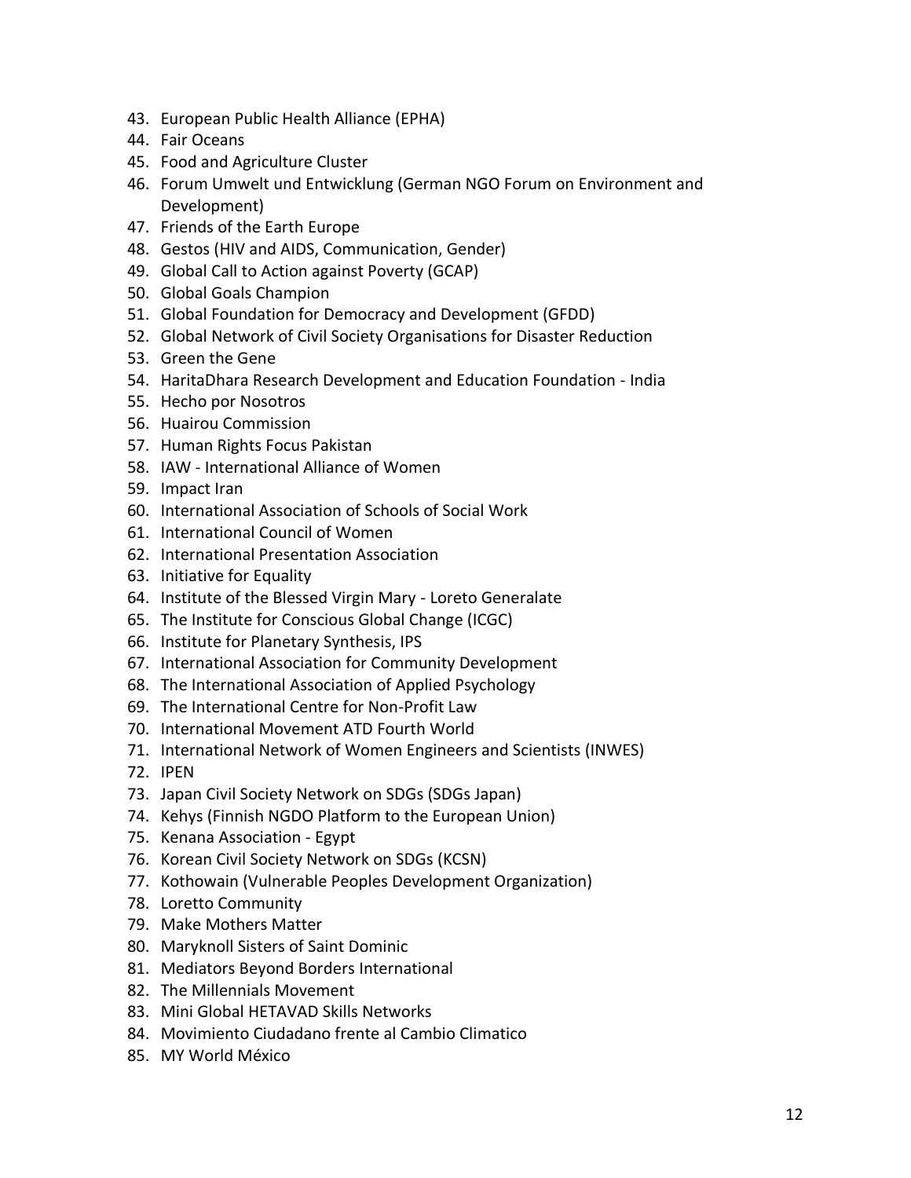43. European Public Health Alliance (EPHA)
44. Fair Oceans
45. Food and Agriculture Cluster
46. Forum Umwelt und Entwicklung (German NGO Forum on Environment and Development)
47. Friends of the Earth Europe
48. Gestos (HIV and AIDS, Communication, Gender)
49. Global Call to Action against Poverty (GCAP)
50. Global Goals Champion
51. Global Foundation for Democracy and Development (GFDD)
52. Global Network of Civil Society Organisations for Disaster Reduction
53. Green the Gene
54. HaritaDhara Research Development and Education Foundation - India
55. Hecho por Nosotros
56. Huairou Commission
57. Human Rights Focus Pakistan
58. IAW - International Alliance of Women
59. Impact Iran
60. International Association of Schools of Social Work
61. International Council of Women
62. International Presentation Association
63. Initiative for Equality
64. Institute of the Blessed Virgin Mary - Loreto Generalate
65. The Institute for Conscious Global Change (ICGC)
66. Institute for Planetary Synthesis, IPS
67. International Association for Community Development
68. The International Association of Applied Psychology
69. The International Centre for Non-Profit Law
70. International Movement ATD Fourth World
71. International Network of Women Engineers and Scientists (INWES)
72. IPEN
73. Japan Civil Society Network on SDGs (SDGs Japan)
74. Kehys (Finnish NGDO Platform to the European Union)
75. Kenana Association - Egypt
76. Korean Civil Society Network on SDGs (KCSN)
77. Kothowain (Vulnerable Peoples Development Organization)
78. Loretto Community
79. Make Mothers Matter
80. Maryknoll Sisters of Saint Dominic
81. Mediators Beyond Borders International
82. The Millennials Movement
83. Mini Global HETAVAD Skills Networks
84. Movimiento Ciudadano frente al Cambio Climatico
85. MY World México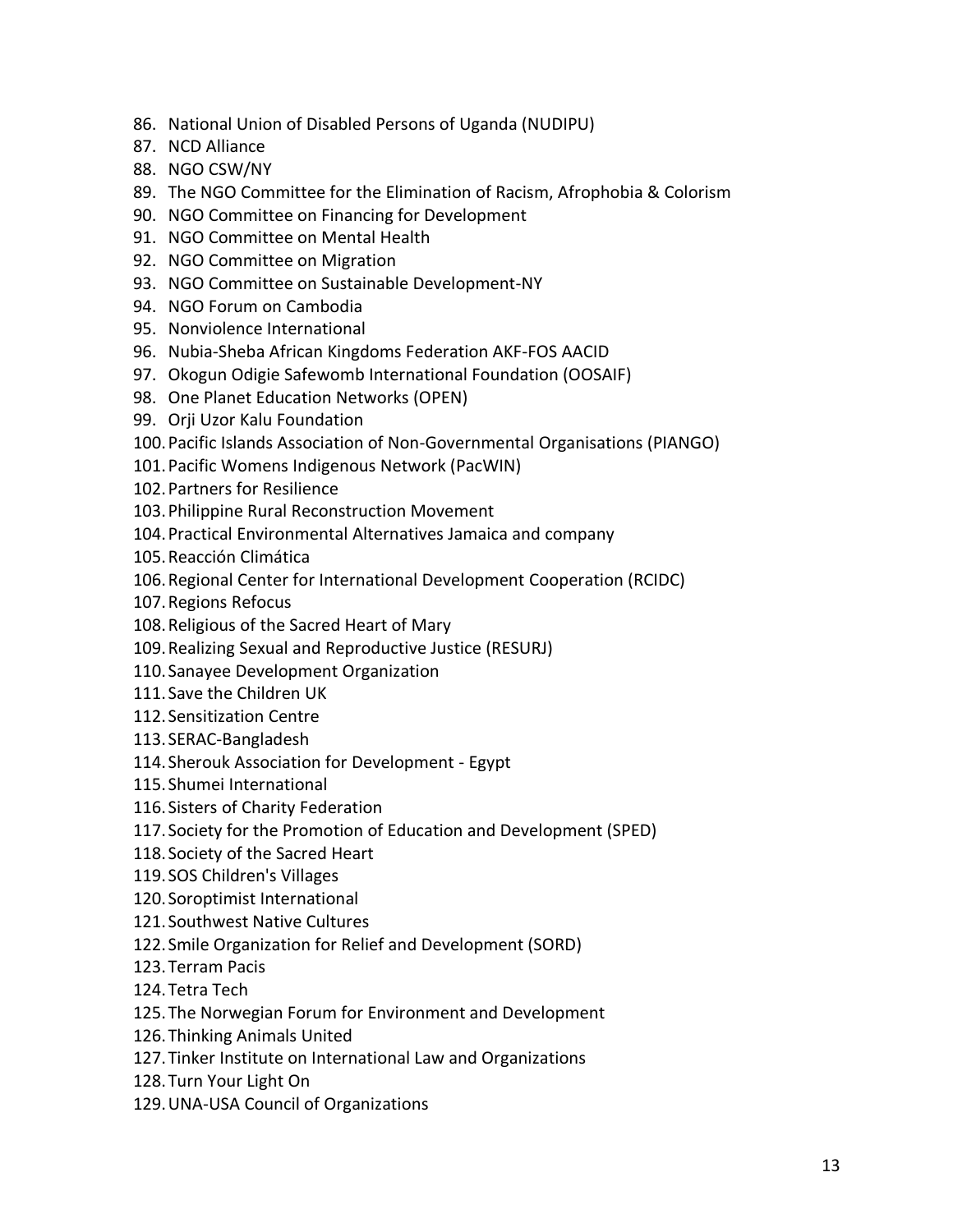86. National Union of Disabled Persons of Uganda (NUDIPU)
87. NCD Alliance
88. NGO CSW/NY
89. The NGO Committee for the Elimination of Racism, Afrophobia & Colorism
90. NGO Committee on Financing for Development
91. NGO Committee on Mental Health
92. NGO Committee on Migration
93. NGO Committee on Sustainable Development-NY
94. NGO Forum on Cambodia
95. Nonviolence International
96. Nubia-Sheba African Kingdoms Federation AKF-FOS AACID
97. Okogun Odigie Safewomb International Foundation (OOSAIF)
98. One Planet Education Networks (OPEN)
99. Orji Uzor Kalu Foundation
100. Pacific Islands Association of Non-Governmental Organisations (PIANGO)
101. Pacific Womens Indigenous Network (PacWIN)
102. Partners for Resilience
103. Philippine Rural Reconstruction Movement
104. Practical Environmental Alternatives Jamaica and company
105. Reacción Climática
106. Regional Center for International Development Cooperation (RCIDC)
107. Regions Refocus
108. Religious of the Sacred Heart of Mary
109. Realizing Sexual and Reproductive Justice (RESURJ)
110. Sanayee Development Organization
111. Save the Children UK
112. Sensitization Centre
113. SERAC-Bangladesh
114. Sherouk Association for Development - Egypt
115. Shumei International
116. Sisters of Charity Federation
117. Society for the Promotion of Education and Development (SPED)
118. Society of the Sacred Heart
119. SOS Children's Villages
120. Soroptimist International
121. Southwest Native Cultures
122. Smile Organization for Relief and Development (SORD)
123. Terram Pacis
124. Tetra Tech
125. The Norwegian Forum for Environment and Development
126. Thinking Animals United
127. Tinker Institute on International Law and Organizations
128. Turn Your Light On
129. UNA-USA Council of Organizations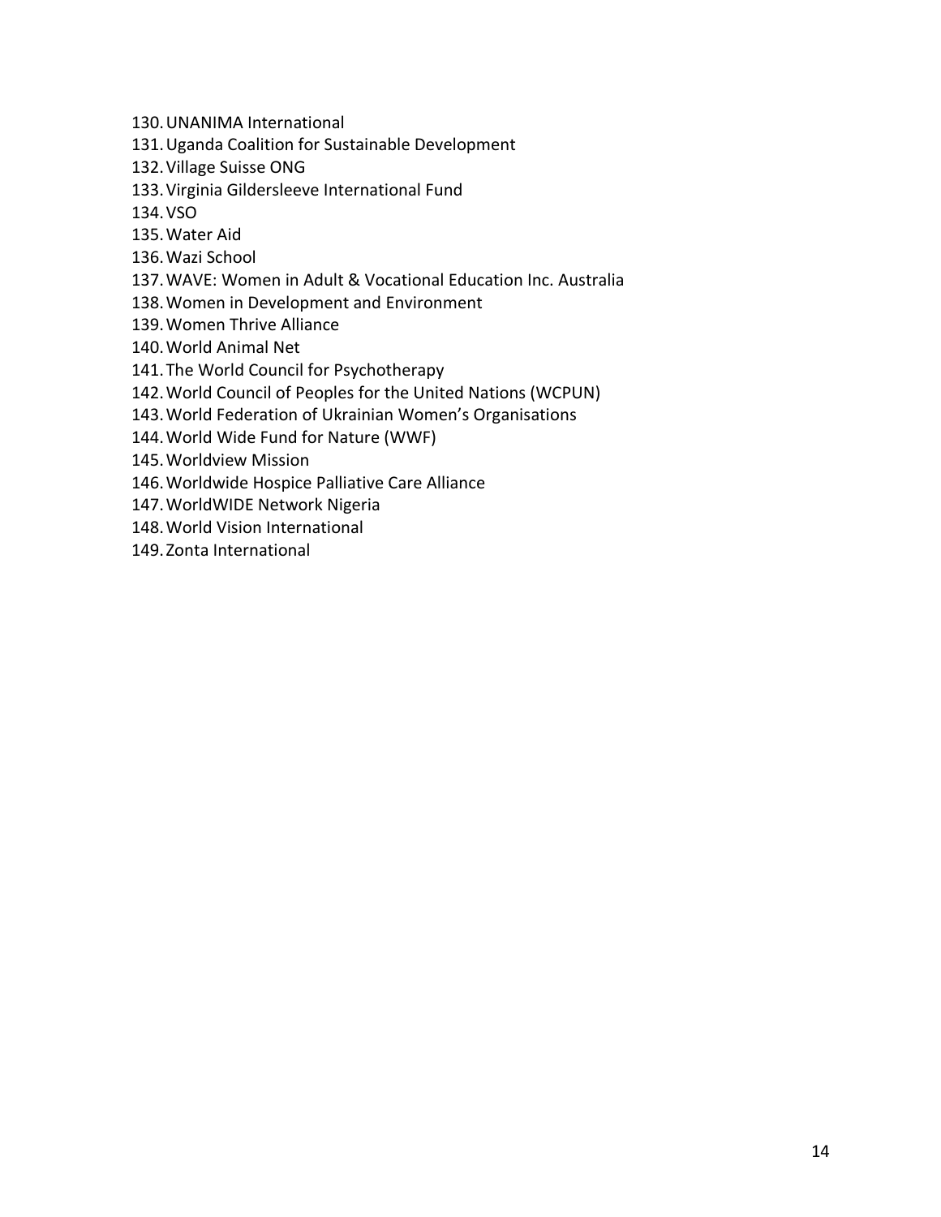130. UNANIMA International
131. Uganda Coalition for Sustainable Development
132. Village Suisse ONG
133. Virginia Gildersleeve International Fund
134. VSO
135. Water Aid
136. Wazi School
137. WAVE: Women in Adult & Vocational Education Inc. Australia
138. Women in Development and Environment
139. Women Thrive Alliance
140. World Animal Net
141. The World Council for Psychotherapy
142. World Council of Peoples for the United Nations (WCPUN)
143. World Federation of Ukrainian Women's Organisations
144. World Wide Fund for Nature (WWF)
145. Worldview Mission
146. Worldwide Hospice Palliative Care Alliance
147. WorldWIDE Network Nigeria
148. World Vision International
149. Zonta International